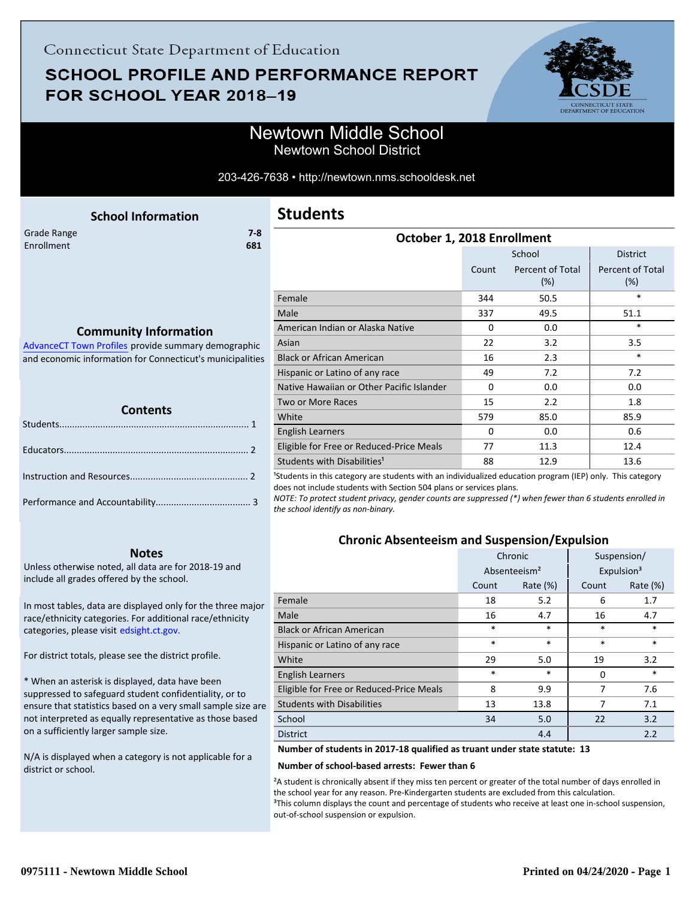Connecticut State Department of Education

# SCHOOL PROFILE AND PERFORMANCE REPORT FOR SCHOOL YEAR 2018–19

## Newtown Middle School

Newtown School District

203-426-7638 • http://newtown.nms.schooldesk.net

### School Information

| | |
|---|---|
| Grade Range | 7-8 |
| Enrollment | 681 |

### Community Information

AdvanceCT Town Profiles provide summary demographic and economic information for Connecticut's municipalities

### Contents

Students........................................................................ 1

Educators...................................................................... 2

Instruction and Resources............................................. 2

Performance and Accountability.................................... 3

### Notes

Unless otherwise noted, all data are for 2018-19 and include all grades offered by the school.

In most tables, data are displayed only for the three major race/ethnicity categories. For additional race/ethnicity categories, please visit edsight.ct.gov.

For district totals, please see the district profile.

* When an asterisk is displayed, data have been suppressed to safeguard student confidentiality, or to ensure that statistics based on a very small sample size are not interpreted as equally representative as those based on a sufficiently larger sample size.

N/A is displayed when a category is not applicable for a district or school.

## Students

### October 1, 2018 Enrollment

| | School | | District |
|---|---|---|---|
| | Count | Percent of Total (%) | Percent of Total (%) |
| Female | 344 | 50.5 | * |
| Male | 337 | 49.5 | 51.1 |
| American Indian or Alaska Native | 0 | 0.0 | * |
| Asian | 22 | 3.2 | 3.5 |
| Black or African American | 16 | 2.3 | * |
| Hispanic or Latino of any race | 49 | 7.2 | 7.2 |
| Native Hawaiian or Other Pacific Islander | 0 | 0.0 | 0.0 |
| Two or More Races | 15 | 2.2 | 1.8 |
| White | 579 | 85.0 | 85.9 |
| English Learners | 0 | 0.0 | 0.6 |
| Eligible for Free or Reduced-Price Meals | 77 | 11.3 | 12.4 |
| Students with Disabilities[1] | 88 | 12.9 | 13.6 |

[1]Students in this category are students with an individualized education program (IEP) only. This category does not include students with Section 504 plans or services plans.

*NOTE: To protect student privacy, gender counts are suppressed (*) when fewer than 6 students enrolled in the school identify as non-binary.*

### Chronic Absenteeism and Suspension/Expulsion

| | Chronic Absenteeism[2] | | Suspension/ Expulsion[3] | |
|---|---|---|---|---|
| | Count | Rate (%) | Count | Rate (%) |
| Female | 18 | 5.2 | 6 | 1.7 |
| Male | 16 | 4.7 | 16 | 4.7 |
| Black or African American | * | * | * | * |
| Hispanic or Latino of any race | * | * | * | * |
| White | 29 | 5.0 | 19 | 3.2 |
| English Learners | * | * | 0 | * |
| Eligible for Free or Reduced-Price Meals | 8 | 9.9 | 7 | 7.6 |
| Students with Disabilities | 13 | 13.8 | 7 | 7.1 |
| School | 34 | 5.0 | 22 | 3.2 |
| District | | 4.4 | | 2.2 |

**Number of students in 2017-18 qualified as truant under state statute: 13**

**Number of school-based arrests: Fewer than 6**

[2]A student is chronically absent if they miss ten percent or greater of the total number of days enrolled in the school year for any reason. Pre-Kindergarten students are excluded from this calculation.
[3]This column displays the count and percentage of students who receive at least one in-school suspension, out-of-school suspension or expulsion.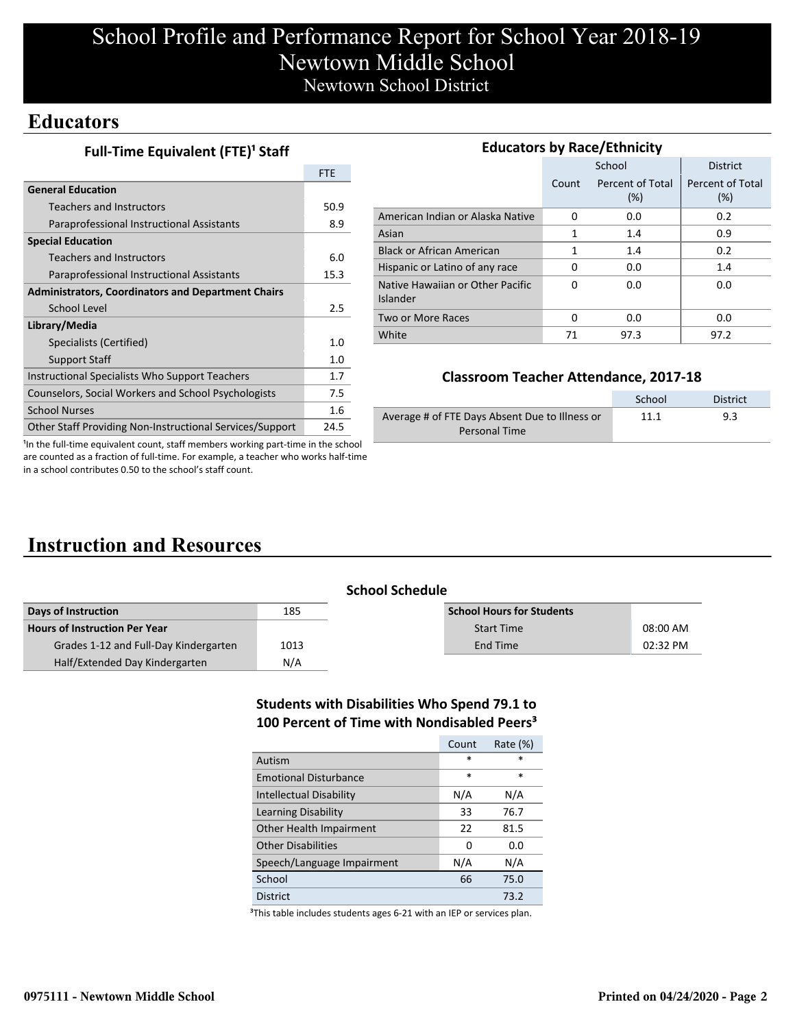# School Profile and Performance Report for School Year 2018-19
# Newtown Middle School
## Newtown School District

## Educators

### Full-Time Equivalent (FTE)[1] Staff

| | FTE |
|---|---|
| **General Education** | |
| Teachers and Instructors | 50.9 |
| Paraprofessional Instructional Assistants | 8.9 |
| **Special Education** | |
| Teachers and Instructors | 6.0 |
| Paraprofessional Instructional Assistants | 15.3 |
| **Administrators, Coordinators and Department Chairs** | |
| School Level | 2.5 |
| **Library/Media** | |
| Specialists (Certified) | 1.0 |
| Support Staff | 1.0 |
| Instructional Specialists Who Support Teachers | 1.7 |
| Counselors, Social Workers and School Psychologists | 7.5 |
| School Nurses | 1.6 |
| Other Staff Providing Non-Instructional Services/Support | 24.5 |

[1]In the full-time equivalent count, staff members working part-time in the school are counted as a fraction of full-time. For example, a teacher who works half-time in a school contributes 0.50 to the school's staff count.

### Educators by Race/Ethnicity

| | School | | District |
|---|---|---|---|
| | Count | Percent of Total (%) | Percent of Total (%) |
| American Indian or Alaska Native | 0 | 0.0 | 0.2 |
| Asian | 1 | 1.4 | 0.9 |
| Black or African American | 1 | 1.4 | 0.2 |
| Hispanic or Latino of any race | 0 | 0.0 | 1.4 |
| Native Hawaiian or Other Pacific Islander | 0 | 0.0 | 0.0 |
| Two or More Races | 0 | 0.0 | 0.0 |
| White | 71 | 97.3 | 97.2 |

### Classroom Teacher Attendance, 2017-18

| | School | District |
|---|---|---|
| Average # of FTE Days Absent Due to Illness or Personal Time | 11.1 | 9.3 |

## Instruction and Resources

### School Schedule

| Days of Instruction | 185 |
|---|---|
| **Hours of Instruction Per Year** | |
| Grades 1-12 and Full-Day Kindergarten | 1013 |
| Half/Extended Day Kindergarten | N/A |

| School Hours for Students | |
|---|---|
| Start Time | 08:00 AM |
| End Time | 02:32 PM |

### Students with Disabilities Who Spend 79.1 to 100 Percent of Time with Nondisabled Peers[3]

| | Count | Rate (%) |
|---|---|---|
| Autism | * | * |
| Emotional Disturbance | * | * |
| Intellectual Disability | N/A | N/A |
| Learning Disability | 33 | 76.7 |
| Other Health Impairment | 22 | 81.5 |
| Other Disabilities | 0 | 0.0 |
| Speech/Language Impairment | N/A | N/A |
| School | 66 | 75.0 |
| District | | 73.2 |

[3]This table includes students ages 6-21 with an IEP or services plan.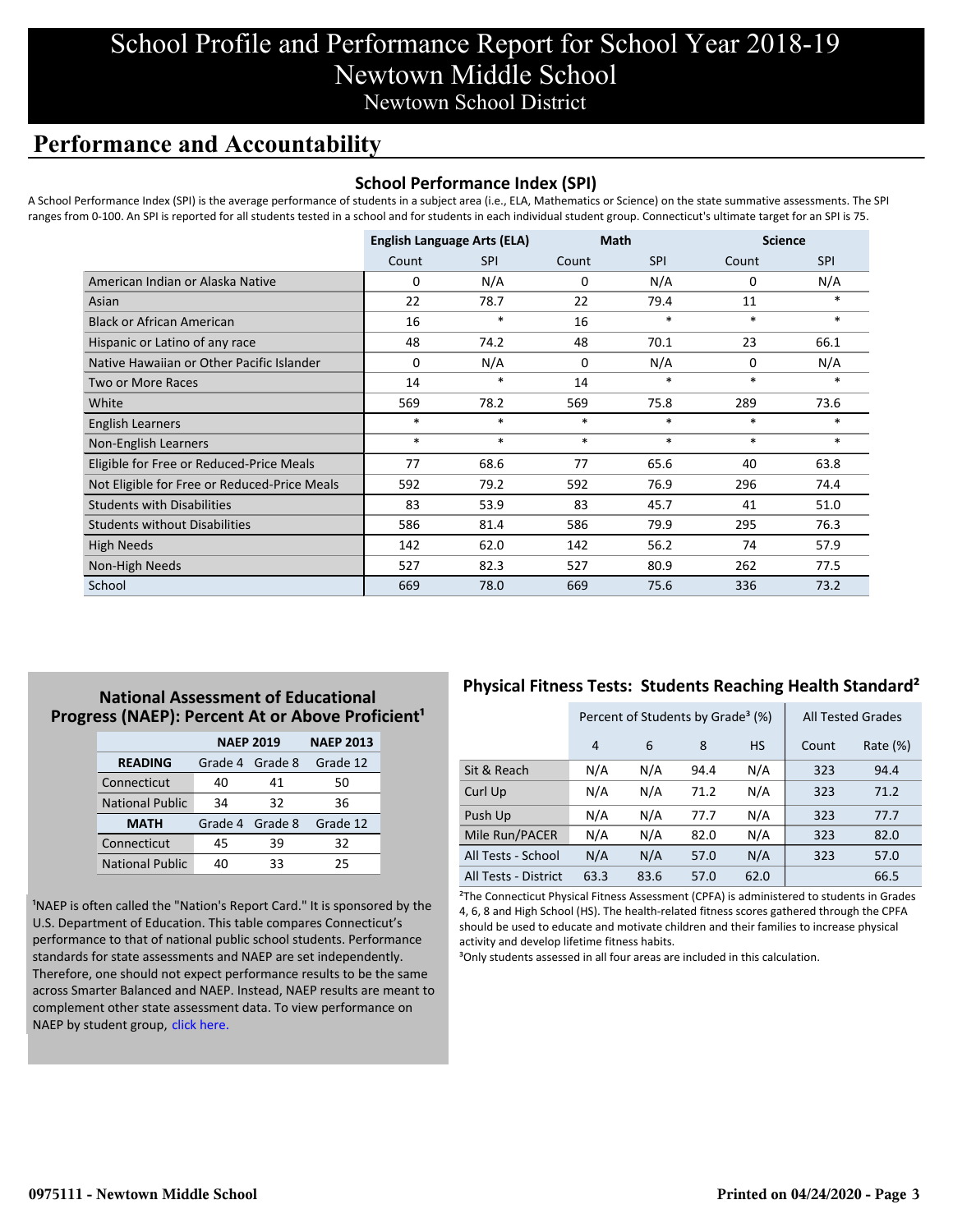# School Profile and Performance Report for School Year 2018-19
# Newtown Middle School
## Newtown School District

## Performance and Accountability

### School Performance Index (SPI)

A School Performance Index (SPI) is the average performance of students in a subject area (i.e., ELA, Mathematics or Science) on the state summative assessments. The SPI ranges from 0-100. An SPI is reported for all students tested in a school and for students in each individual student group. Connecticut's ultimate target for an SPI is 75.

| | English Language Arts (ELA) | | Math | | Science | |
|---|---|---|---|---|---|---|
| | Count | SPI | Count | SPI | Count | SPI |
| American Indian or Alaska Native | 0 | N/A | 0 | N/A | 0 | N/A |
| Asian | 22 | 78.7 | 22 | 79.4 | 11 | * |
| Black or African American | 16 | * | 16 | * | * | * |
| Hispanic or Latino of any race | 48 | 74.2 | 48 | 70.1 | 23 | 66.1 |
| Native Hawaiian or Other Pacific Islander | 0 | N/A | 0 | N/A | 0 | N/A |
| Two or More Races | 14 | * | 14 | * | * | * |
| White | 569 | 78.2 | 569 | 75.8 | 289 | 73.6 |
| English Learners | * | * | * | * | * | * |
| Non-English Learners | * | * | * | * | * | * |
| Eligible for Free or Reduced-Price Meals | 77 | 68.6 | 77 | 65.6 | 40 | 63.8 |
| Not Eligible for Free or Reduced-Price Meals | 592 | 79.2 | 592 | 76.9 | 296 | 74.4 |
| Students with Disabilities | 83 | 53.9 | 83 | 45.7 | 41 | 51.0 |
| Students without Disabilities | 586 | 81.4 | 586 | 79.9 | 295 | 76.3 |
| High Needs | 142 | 62.0 | 142 | 56.2 | 74 | 57.9 |
| Non-High Needs | 527 | 82.3 | 527 | 80.9 | 262 | 77.5 |
| School | 669 | 78.0 | 669 | 75.6 | 336 | 73.2 |

### National Assessment of Educational Progress (NAEP): Percent At or Above Proficient[1]

| | NAEP 2019 | | NAEP 2013 |
|---|---|---|---|
| **READING** | Grade 4 | Grade 8 | Grade 12 |
| Connecticut | 40 | 41 | 50 |
| National Public | 34 | 32 | 36 |
| **MATH** | Grade 4 | Grade 8 | Grade 12 |
| Connecticut | 45 | 39 | 32 |
| National Public | 40 | 33 | 25 |

[1]NAEP is often called the "Nation's Report Card." It is sponsored by the U.S. Department of Education. This table compares Connecticut's performance to that of national public school students. Performance standards for state assessments and NAEP are set independently. Therefore, one should not expect performance results to be the same across Smarter Balanced and NAEP. Instead, NAEP results are meant to complement other state assessment data. To view performance on NAEP by student group, click here.

### Physical Fitness Tests: Students Reaching Health Standard[2]

| | Percent of Students by Grade[3] (%) | | | | All Tested Grades | |
|---|---|---|---|---|---|---|
| | 4 | 6 | 8 | HS | Count | Rate (%) |
| Sit & Reach | N/A | N/A | 94.4 | N/A | 323 | 94.4 |
| Curl Up | N/A | N/A | 71.2 | N/A | 323 | 71.2 |
| Push Up | N/A | N/A | 77.7 | N/A | 323 | 77.7 |
| Mile Run/PACER | N/A | N/A | 82.0 | N/A | 323 | 82.0 |
| All Tests - School | N/A | N/A | 57.0 | N/A | 323 | 57.0 |
| All Tests - District | 63.3 | 83.6 | 57.0 | 62.0 | | 66.5 |

[2]The Connecticut Physical Fitness Assessment (CPFA) is administered to students in Grades 4, 6, 8 and High School (HS). The health-related fitness scores gathered through the CPFA should be used to educate and motivate children and their families to increase physical activity and develop lifetime fitness habits.

[3]Only students assessed in all four areas are included in this calculation.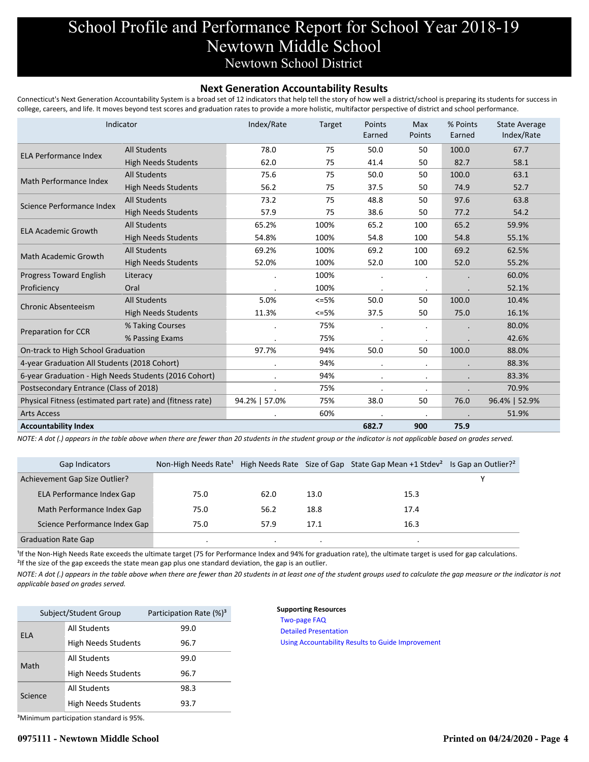# School Profile and Performance Report for School Year 2018-19

# Newtown Middle School

## Newtown School District

### Next Generation Accountability Results

Connecticut's Next Generation Accountability System is a broad set of 12 indicators that help tell the story of how well a district/school is preparing its students for success in college, careers, and life. It moves beyond test scores and graduation rates to provide a more holistic, multifactor perspective of district and school performance.

| Indicator | | Index/Rate | Target | Points Earned | Max Points | % Points Earned | State Average Index/Rate |
|---|---|---|---|---|---|---|---|
| ELA Performance Index | All Students | 78.0 | 75 | 50.0 | 50 | 100.0 | 67.7 |
| | High Needs Students | 62.0 | 75 | 41.4 | 50 | 82.7 | 58.1 |
| Math Performance Index | All Students | 75.6 | 75 | 50.0 | 50 | 100.0 | 63.1 |
| | High Needs Students | 56.2 | 75 | 37.5 | 50 | 74.9 | 52.7 |
| Science Performance Index | All Students | 73.2 | 75 | 48.8 | 50 | 97.6 | 63.8 |
| | High Needs Students | 57.9 | 75 | 38.6 | 50 | 77.2 | 54.2 |
| ELA Academic Growth | All Students | 65.2% | 100% | 65.2 | 100 | 65.2 | 59.9% |
| | High Needs Students | 54.8% | 100% | 54.8 | 100 | 54.8 | 55.1% |
| Math Academic Growth | All Students | 69.2% | 100% | 69.2 | 100 | 69.2 | 62.5% |
| | High Needs Students | 52.0% | 100% | 52.0 | 100 | 52.0 | 55.2% |
| Progress Toward English Proficiency | Literacy | . | 100% | . | . | . | 60.0% |
| | Oral | . | 100% | . | . | . | 52.1% |
| Chronic Absenteeism | All Students | 5.0% | <=5% | 50.0 | 50 | 100.0 | 10.4% |
| | High Needs Students | 11.3% | <=5% | 37.5 | 50 | 75.0 | 16.1% |
| Preparation for CCR | % Taking Courses | . | 75% | . | . | . | 80.0% |
| | % Passing Exams | . | 75% | . | . | . | 42.6% |
| On-track to High School Graduation | | 97.7% | 94% | 50.0 | 50 | 100.0 | 88.0% |
| 4-year Graduation All Students (2018 Cohort) | | . | 94% | . | . | . | 88.3% |
| 6-year Graduation - High Needs Students (2016 Cohort) | | . | 94% | . | . | . | 83.3% |
| Postsecondary Entrance (Class of 2018) | | . | 75% | . | . | . | 70.9% |
| Physical Fitness (estimated part rate) and (fitness rate) | | 94.2% \| 57.0% | 75% | 38.0 | 50 | 76.0 | 96.4% \| 52.9% |
| Arts Access | | . | 60% | . | . | . | 51.9% |
| **Accountability Index** | | | | **682.7** | **900** | **75.9** | |

*NOTE: A dot (.) appears in the table above when there are fewer than 20 students in the student group or the indicator is not applicable based on grades served.*

| Gap Indicators | Non-High Needs Rate[1] | High Needs Rate | Size of Gap | State Gap Mean +1 Stdev[2] | Is Gap an Outlier?[2] |
|---|---|---|---|---|---|
| Achievement Gap Size Outlier? | | | | | Y |
| ELA Performance Index Gap | 75.0 | 62.0 | 13.0 | 15.3 | |
| Math Performance Index Gap | 75.0 | 56.2 | 18.8 | 17.4 | |
| Science Performance Index Gap | 75.0 | 57.9 | 17.1 | 16.3 | |
| Graduation Rate Gap | . | . | . | . | |

[1]If the Non-High Needs Rate exceeds the ultimate target (75 for Performance Index and 94% for graduation rate), the ultimate target is used for gap calculations.
[2]If the size of the gap exceeds the state mean gap plus one standard deviation, the gap is an outlier.

*NOTE: A dot (.) appears in the table above when there are fewer than 20 students in at least one of the student groups used to calculate the gap measure or the indicator is not applicable based on grades served.*

| Subject/Student Group | | Participation Rate (%)[3] |
|---|---|---|
| ELA | All Students | 99.0 |
| | High Needs Students | 96.7 |
| Math | All Students | 99.0 |
| | High Needs Students | 96.7 |
| Science | All Students | 98.3 |
| | High Needs Students | 93.7 |

[3]Minimum participation standard is 95%.

**Supporting Resources**

- Two-page FAQ
- Detailed Presentation
- Using Accountability Results to Guide Improvement